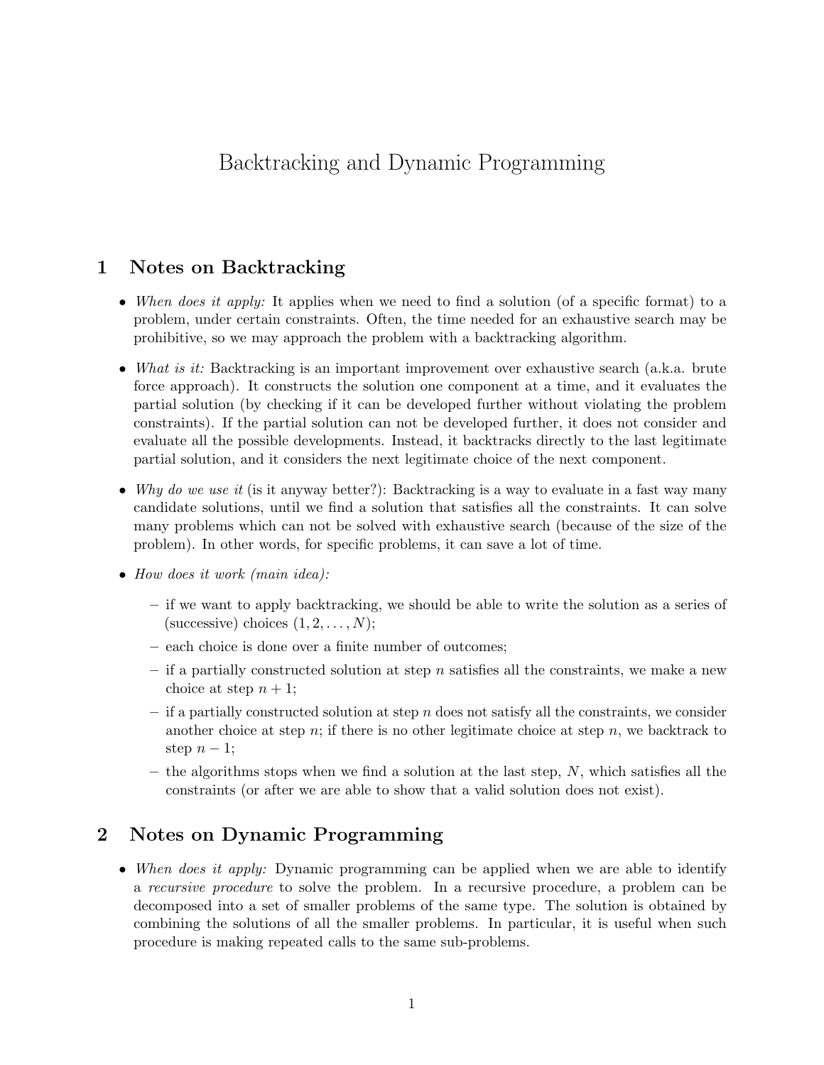# Backtracking and Dynamic Programming

## 1 Notes on Backtracking

- *When does it apply:* It applies when we need to find a solution (of a specific format) to a problem, under certain constraints. Often, the time needed for an exhaustive search may be prohibitive, so we may approach the problem with a backtracking algorithm.
- *What is it:* Backtracking is an important improvement over exhaustive search (a.k.a. brute force approach). It constructs the solution one component at a time, and it evaluates the partial solution (by checking if it can be developed further without violating the problem constraints). If the partial solution can not be developed further, it does not consider and evaluate all the possible developments. Instead, it backtracks directly to the last legitimate partial solution, and it considers the next legitimate choice of the next component.
- *Why do we use it* (is it anyway better?): Backtracking is a way to evaluate in a fast way many candidate solutions, until we find a solution that satisfies all the constraints. It can solve many problems which can not be solved with exhaustive search (because of the size of the problem). In other words, for specific problems, it can save a lot of time.
- *How does it work (main idea):*
  - if we want to apply backtracking, we should be able to write the solution as a series of (successive) choices $(1, 2, \ldots, N)$;
  - each choice is done over a finite number of outcomes;
  - if a partially constructed solution at step $n$ satisfies all the constraints, we make a new choice at step $n + 1$;
  - if a partially constructed solution at step $n$ does not satisfy all the constraints, we consider another choice at step $n$; if there is no other legitimate choice at step $n$, we backtrack to step $n - 1$;
  - the algorithms stops when we find a solution at the last step, $N$, which satisfies all the constraints (or after we are able to show that a valid solution does not exist).

## 2 Notes on Dynamic Programming

- *When does it apply:* Dynamic programming can be applied when we are able to identify a *recursive procedure* to solve the problem. In a recursive procedure, a problem can be decomposed into a set of smaller problems of the same type. The solution is obtained by combining the solutions of all the smaller problems. In particular, it is useful when such procedure is making repeated calls to the same sub-problems.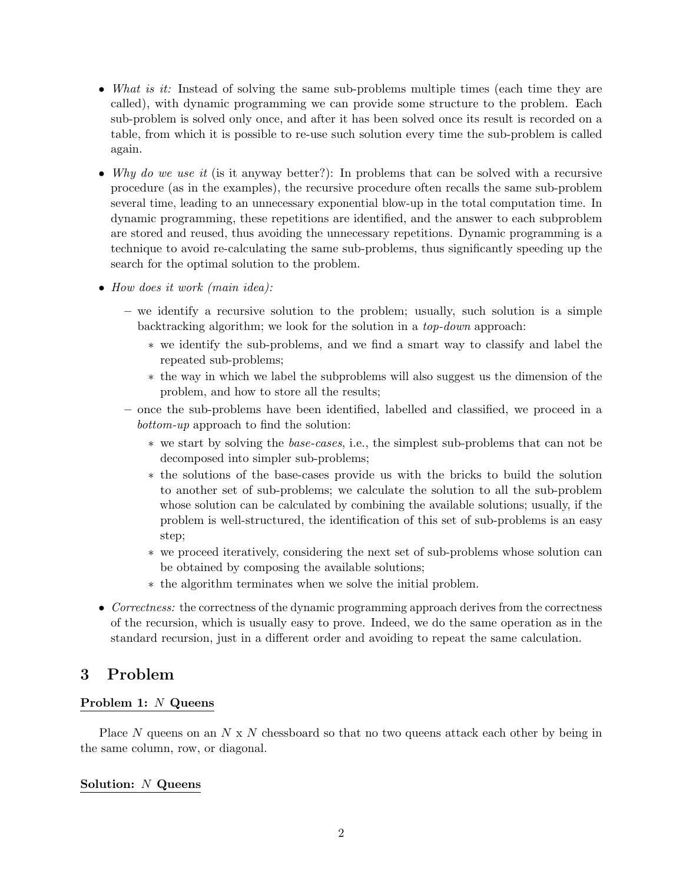- *What is it:* Instead of solving the same sub-problems multiple times (each time they are called), with dynamic programming we can provide some structure to the problem. Each sub-problem is solved only once, and after it has been solved once its result is recorded on a table, from which it is possible to re-use such solution every time the sub-problem is called again.
- *Why do we use it* (is it anyway better?): In problems that can be solved with a recursive procedure (as in the examples), the recursive procedure often recalls the same sub-problem several time, leading to an unnecessary exponential blow-up in the total computation time. In dynamic programming, these repetitions are identified, and the answer to each subproblem are stored and reused, thus avoiding the unnecessary repetitions. Dynamic programming is a technique to avoid re-calculating the same sub-problems, thus significantly speeding up the search for the optimal solution to the problem.
- *How does it work (main idea):*
  - we identify a recursive solution to the problem; usually, such solution is a simple backtracking algorithm; we look for the solution in a *top-down* approach:
    - we identify the sub-problems, and we find a smart way to classify and label the repeated sub-problems;
    - the way in which we label the subproblems will also suggest us the dimension of the problem, and how to store all the results;
  - once the sub-problems have been identified, labelled and classified, we proceed in a *bottom-up* approach to find the solution:
    - we start by solving the *base-cases*, i.e., the simplest sub-problems that can not be decomposed into simpler sub-problems;
    - the solutions of the base-cases provide us with the bricks to build the solution to another set of sub-problems; we calculate the solution to all the sub-problem whose solution can be calculated by combining the available solutions; usually, if the problem is well-structured, the identification of this set of sub-problems is an easy step;
    - we proceed iteratively, considering the next set of sub-problems whose solution can be obtained by composing the available solutions;
    - the algorithm terminates when we solve the initial problem.
- *Correctness:* the correctness of the dynamic programming approach derives from the correctness of the recursion, which is usually easy to prove. Indeed, we do the same operation as in the standard recursion, just in a different order and avoiding to repeat the same calculation.

# 3 Problem

**Problem 1: $N$ Queens**

Place $N$ queens on an $N$ x $N$ chessboard so that no two queens attack each other by being in the same column, row, or diagonal.

**Solution: $N$ Queens**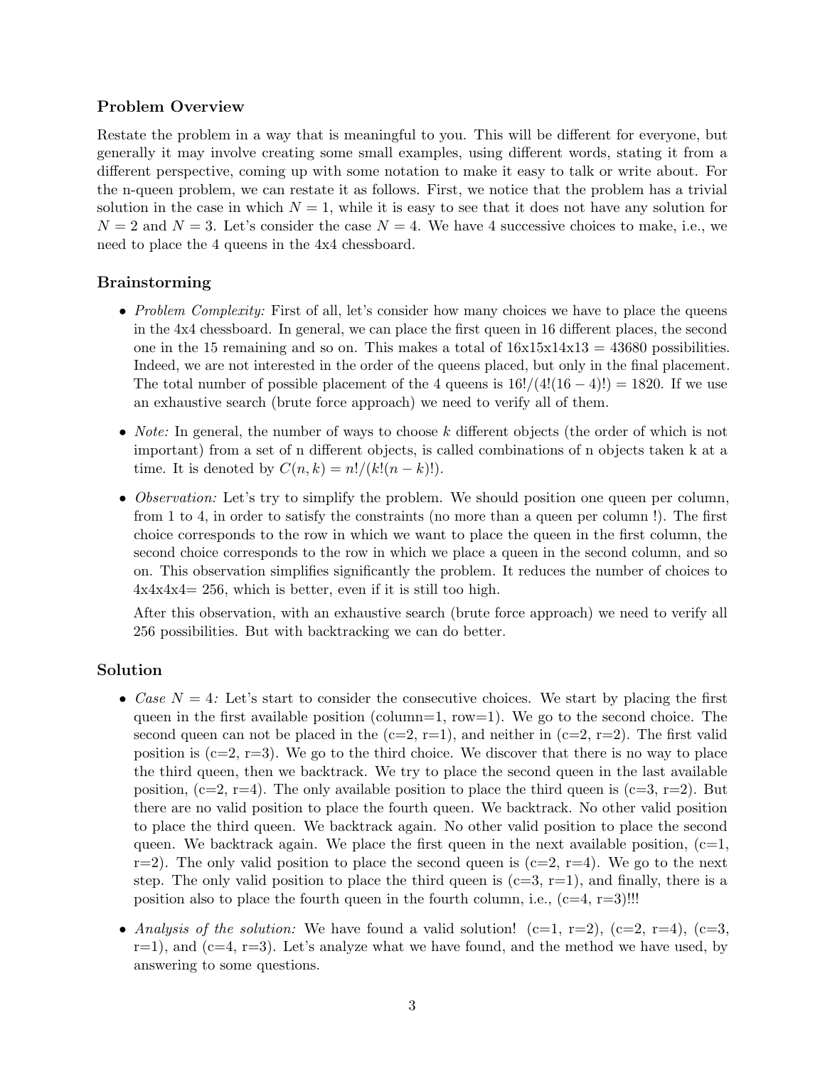### Problem Overview

Restate the problem in a way that is meaningful to you. This will be different for everyone, but generally it may involve creating some small examples, using different words, stating it from a different perspective, coming up with some notation to make it easy to talk or write about. For the n-queen problem, we can restate it as follows. First, we notice that the problem has a trivial solution in the case in which $N = 1$, while it is easy to see that it does not have any solution for $N = 2$ and $N = 3$. Let's consider the case $N = 4$. We have 4 successive choices to make, i.e., we need to place the 4 queens in the 4x4 chessboard.

### Brainstorming

- *Problem Complexity:* First of all, let's consider how many choices we have to place the queens in the 4x4 chessboard. In general, we can place the first queen in 16 different places, the second one in the 15 remaining and so on. This makes a total of 16x15x14x13 = 43680 possibilities. Indeed, we are not interested in the order of the queens placed, but only in the final placement. The total number of possible placement of the 4 queens is $16!/(4!(16-4)!) = 1820$. If we use an exhaustive search (brute force approach) we need to verify all of them.

- *Note:* In general, the number of ways to choose $k$ different objects (the order of which is not important) from a set of n different objects, is called combinations of n objects taken k at a time. It is denoted by $C(n, k) = n!/(k!(n-k)!)$.

- *Observation:* Let's try to simplify the problem. We should position one queen per column, from 1 to 4, in order to satisfy the constraints (no more than a queen per column !). The first choice corresponds to the row in which we want to place the queen in the first column, the second choice corresponds to the row in which we place a queen in the second column, and so on. This observation simplifies significantly the problem. It reduces the number of choices to 4x4x4x4= 256, which is better, even if it is still too high.

  After this observation, with an exhaustive search (brute force approach) we need to verify all 256 possibilities. But with backtracking we can do better.

### Solution

- *Case $N = 4$:* Let's start to consider the consecutive choices. We start by placing the first queen in the first available position (column=1, row=1). We go to the second choice. The second queen can not be placed in the (c=2, r=1), and neither in (c=2, r=2). The first valid position is (c=2, r=3). We go to the third choice. We discover that there is no way to place the third queen, then we backtrack. We try to place the second queen in the last available position, (c=2, r=4). The only available position to place the third queen is (c=3, r=2). But there are no valid position to place the fourth queen. We backtrack. No other valid position to place the third queen. We backtrack again. No other valid position to place the second queen. We backtrack again. We place the first queen in the next available position, (c=1, r=2). The only valid position to place the second queen is (c=2, r=4). We go to the next step. The only valid position to place the third queen is (c=3, r=1), and finally, there is a position also to place the fourth queen in the fourth column, i.e., (c=4, r=3)!!!

- *Analysis of the solution:* We have found a valid solution! (c=1, r=2), (c=2, r=4), (c=3, r=1), and (c=4, r=3). Let's analyze what we have found, and the method we have used, by answering to some questions.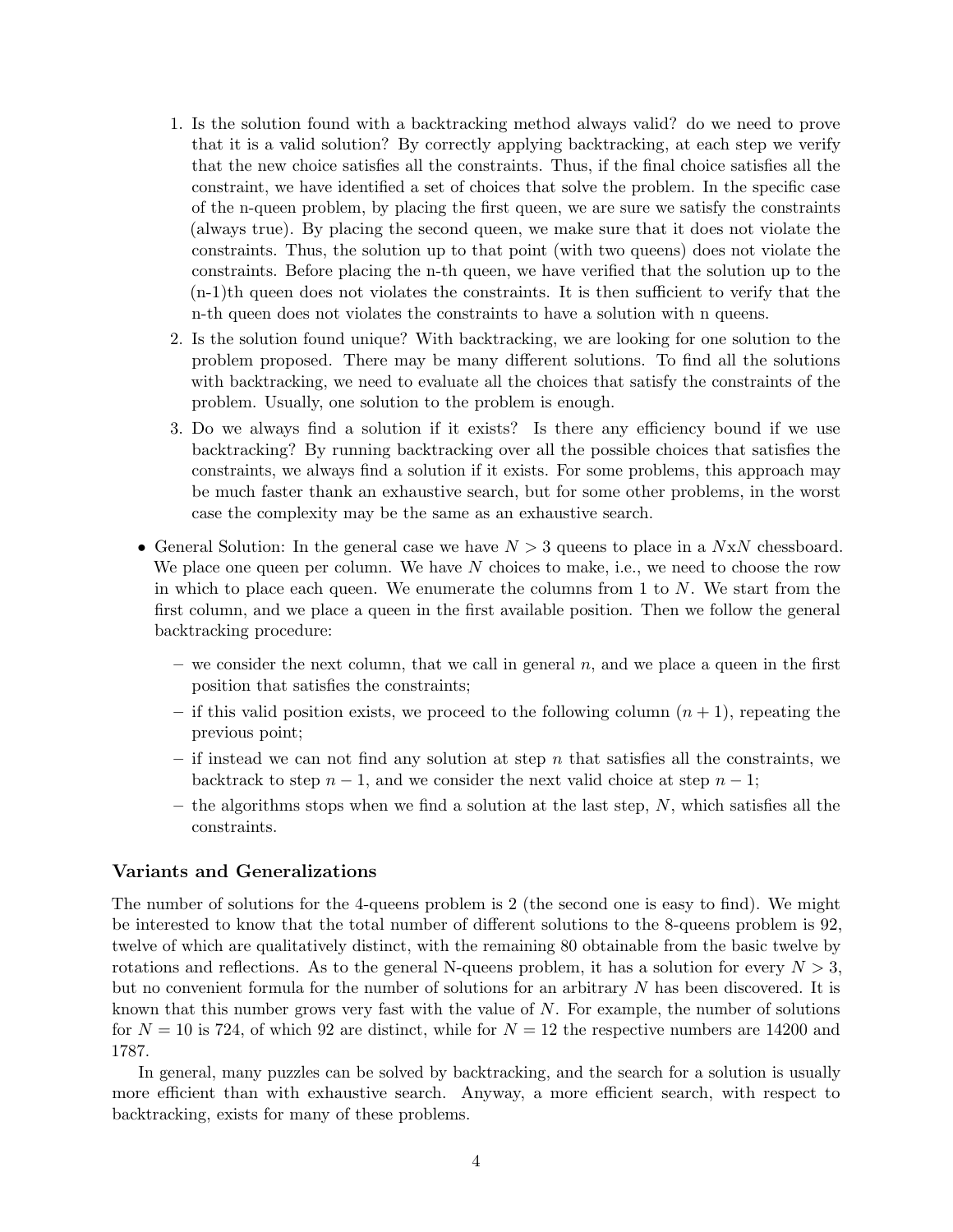1. Is the solution found with a backtracking method always valid? do we need to prove that it is a valid solution? By correctly applying backtracking, at each step we verify that the new choice satisfies all the constraints. Thus, if the final choice satisfies all the constraint, we have identified a set of choices that solve the problem. In the specific case of the n-queen problem, by placing the first queen, we are sure we satisfy the constraints (always true). By placing the second queen, we make sure that it does not violate the constraints. Thus, the solution up to that point (with two queens) does not violate the constraints. Before placing the n-th queen, we have verified that the solution up to the (n-1)th queen does not violates the constraints. It is then sufficient to verify that the n-th queen does not violates the constraints to have a solution with n queens.
2. Is the solution found unique? With backtracking, we are looking for one solution to the problem proposed. There may be many different solutions. To find all the solutions with backtracking, we need to evaluate all the choices that satisfy the constraints of the problem. Usually, one solution to the problem is enough.
3. Do we always find a solution if it exists? Is there any efficiency bound if we use backtracking? By running backtracking over all the possible choices that satisfies the constraints, we always find a solution if it exists. For some problems, this approach may be much faster thank an exhaustive search, but for some other problems, in the worst case the complexity may be the same as an exhaustive search.

- General Solution: In the general case we have $N > 3$ queens to place in a $N$x$N$ chessboard. We place one queen per column. We have $N$ choices to make, i.e., we need to choose the row in which to place each queen. We enumerate the columns from 1 to $N$. We start from the first column, and we place a queen in the first available position. Then we follow the general backtracking procedure:
  - we consider the next column, that we call in general $n$, and we place a queen in the first position that satisfies the constraints;
  - if this valid position exists, we proceed to the following column $(n + 1)$, repeating the previous point;
  - if instead we can not find any solution at step $n$ that satisfies all the constraints, we backtrack to step $n - 1$, and we consider the next valid choice at step $n - 1$;
  - the algorithms stops when we find a solution at the last step, $N$, which satisfies all the constraints.

### Variants and Generalizations

The number of solutions for the 4-queens problem is 2 (the second one is easy to find). We might be interested to know that the total number of different solutions to the 8-queens problem is 92, twelve of which are qualitatively distinct, with the remaining 80 obtainable from the basic twelve by rotations and reflections. As to the general N-queens problem, it has a solution for every $N > 3$, but no convenient formula for the number of solutions for an arbitrary $N$ has been discovered. It is known that this number grows very fast with the value of $N$. For example, the number of solutions for $N = 10$ is 724, of which 92 are distinct, while for $N = 12$ the respective numbers are 14200 and 1787.

In general, many puzzles can be solved by backtracking, and the search for a solution is usually more efficient than with exhaustive search. Anyway, a more efficient search, with respect to backtracking, exists for many of these problems.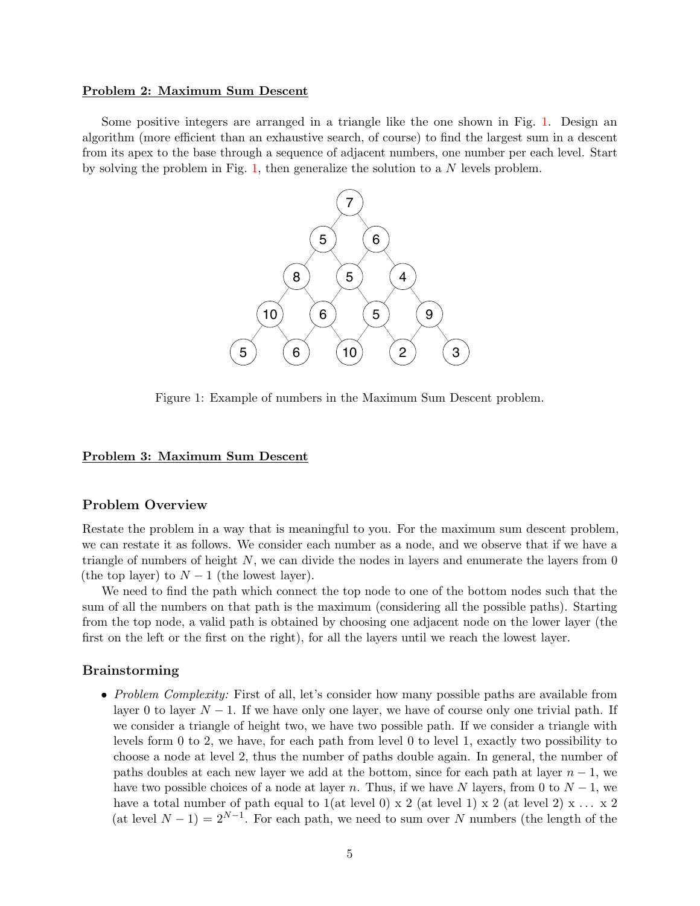**Problem 2: Maximum Sum Descent**

Some positive integers are arranged in a triangle like the one shown in Fig. 1. Design an algorithm (more efficient than an exhaustive search, of course) to find the largest sum in a descent from its apex to the base through a sequence of adjacent numbers, one number per each level. Start by solving the problem in Fig. 1, then generalize the solution to a $N$ levels problem.

Figure 1: Example of numbers in the Maximum Sum Descent problem.

**Problem 3: Maximum Sum Descent**

## Problem Overview

Restate the problem in a way that is meaningful to you. For the maximum sum descent problem, we can restate it as follows. We consider each number as a node, and we observe that if we have a triangle of numbers of height $N$, we can divide the nodes in layers and enumerate the layers from 0 (the top layer) to $N - 1$ (the lowest layer).

We need to find the path which connect the top node to one of the bottom nodes such that the sum of all the numbers on that path is the maximum (considering all the possible paths). Starting from the top node, a valid path is obtained by choosing one adjacent node on the lower layer (the first on the left or the first on the right), for all the layers until we reach the lowest layer.

## Brainstorming

- *Problem Complexity:* First of all, let's consider how many possible paths are available from layer 0 to layer $N - 1$. If we have only one layer, we have of course only one trivial path. If we consider a triangle of height two, we have two possible path. If we consider a triangle with levels form 0 to 2, we have, for each path from level 0 to level 1, exactly two possibility to choose a node at level 2, thus the number of paths double again. In general, the number of paths doubles at each new layer we add at the bottom, since for each path at layer $n - 1$, we have two possible choices of a node at layer $n$. Thus, if we have $N$ layers, from 0 to $N - 1$, we have a total number of path equal to 1(at level 0) x 2 (at level 1) x 2 (at level 2) x ... x 2 (at level $N - 1$) $= 2^{N-1}$. For each path, we need to sum over $N$ numbers (the length of the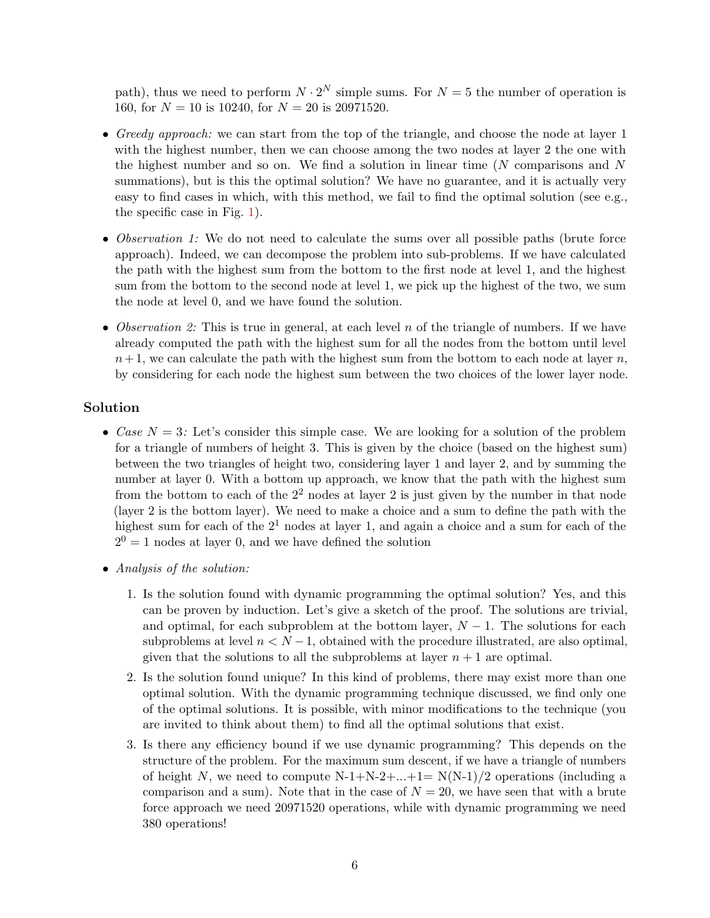path), thus we need to perform $N \cdot 2^N$ simple sums. For $N = 5$ the number of operation is 160, for $N = 10$ is 10240, for $N = 20$ is 20971520.

- *Greedy approach:* we can start from the top of the triangle, and choose the node at layer 1 with the highest number, then we can choose among the two nodes at layer 2 the one with the highest number and so on. We find a solution in linear time ($N$ comparisons and $N$ summations), but is this the optimal solution? We have no guarantee, and it is actually very easy to find cases in which, with this method, we fail to find the optimal solution (see e.g., the specific case in Fig. 1).
- *Observation 1:* We do not need to calculate the sums over all possible paths (brute force approach). Indeed, we can decompose the problem into sub-problems. If we have calculated the path with the highest sum from the bottom to the first node at level 1, and the highest sum from the bottom to the second node at level 1, we pick up the highest of the two, we sum the node at level 0, and we have found the solution.
- *Observation 2:* This is true in general, at each level $n$ of the triangle of numbers. If we have already computed the path with the highest sum for all the nodes from the bottom until level $n+1$, we can calculate the path with the highest sum from the bottom to each node at layer $n$, by considering for each node the highest sum between the two choices of the lower layer node.

## Solution

- *Case $N = 3$:* Let's consider this simple case. We are looking for a solution of the problem for a triangle of numbers of height 3. This is given by the choice (based on the highest sum) between the two triangles of height two, considering layer 1 and layer 2, and by summing the number at layer 0. With a bottom up approach, we know that the path with the highest sum from the bottom to each of the $2^2$ nodes at layer 2 is just given by the number in that node (layer 2 is the bottom layer). We need to make a choice and a sum to define the path with the highest sum for each of the $2^1$ nodes at layer 1, and again a choice and a sum for each of the $2^0 = 1$ nodes at layer 0, and we have defined the solution
- *Analysis of the solution:*
  1. Is the solution found with dynamic programming the optimal solution? Yes, and this can be proven by induction. Let's give a sketch of the proof. The solutions are trivial, and optimal, for each subproblem at the bottom layer, $N-1$. The solutions for each subproblems at level $n < N-1$, obtained with the procedure illustrated, are also optimal, given that the solutions to all the subproblems at layer $n+1$ are optimal.
  2. Is the solution found unique? In this kind of problems, there may exist more than one optimal solution. With the dynamic programming technique discussed, we find only one of the optimal solutions. It is possible, with minor modifications to the technique (you are invited to think about them) to find all the optimal solutions that exist.
  3. Is there any efficiency bound if we use dynamic programming? This depends on the structure of the problem. For the maximum sum descent, if we have a triangle of numbers of height $N$, we need to compute N-1+N-2+...+1= N(N-1)/2 operations (including a comparison and a sum). Note that in the case of $N = 20$, we have seen that with a brute force approach we need 20971520 operations, while with dynamic programming we need 380 operations!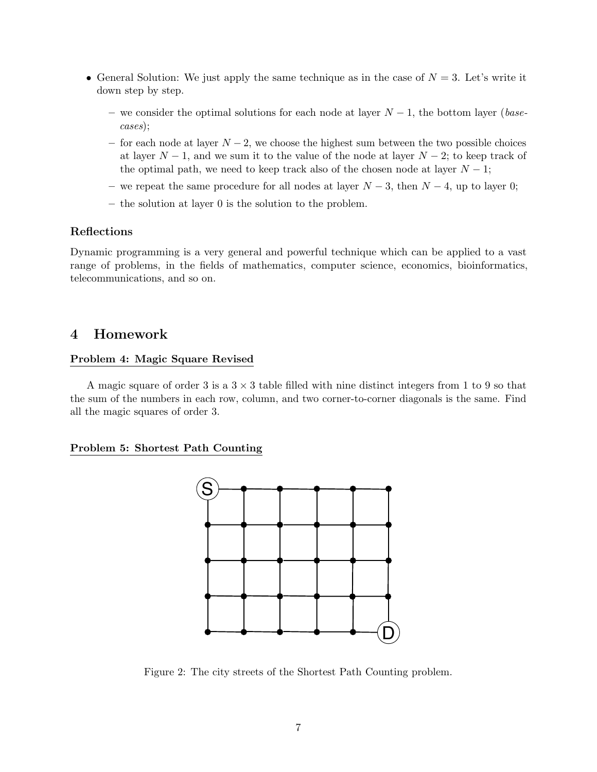- General Solution: We just apply the same technique as in the case of $N = 3$. Let's write it down step by step.
  - we consider the optimal solutions for each node at layer $N-1$, the bottom layer (*base-cases*);
  - for each node at layer $N-2$, we choose the highest sum between the two possible choices at layer $N-1$, and we sum it to the value of the node at layer $N-2$; to keep track of the optimal path, we need to keep track also of the chosen node at layer $N-1$;
  - we repeat the same procedure for all nodes at layer $N-3$, then $N-4$, up to layer 0;
  - the solution at layer 0 is the solution to the problem.

### Reflections

Dynamic programming is a very general and powerful technique which can be applied to a vast range of problems, in the fields of mathematics, computer science, economics, bioinformatics, telecommunications, and so on.

## 4 Homework

**Problem 4: Magic Square Revised**

A magic square of order 3 is a $3 \times 3$ table filled with nine distinct integers from 1 to 9 so that the sum of the numbers in each row, column, and two corner-to-corner diagonals is the same. Find all the magic squares of order 3.

**Problem 5: Shortest Path Counting**

Figure 2: The city streets of the Shortest Path Counting problem.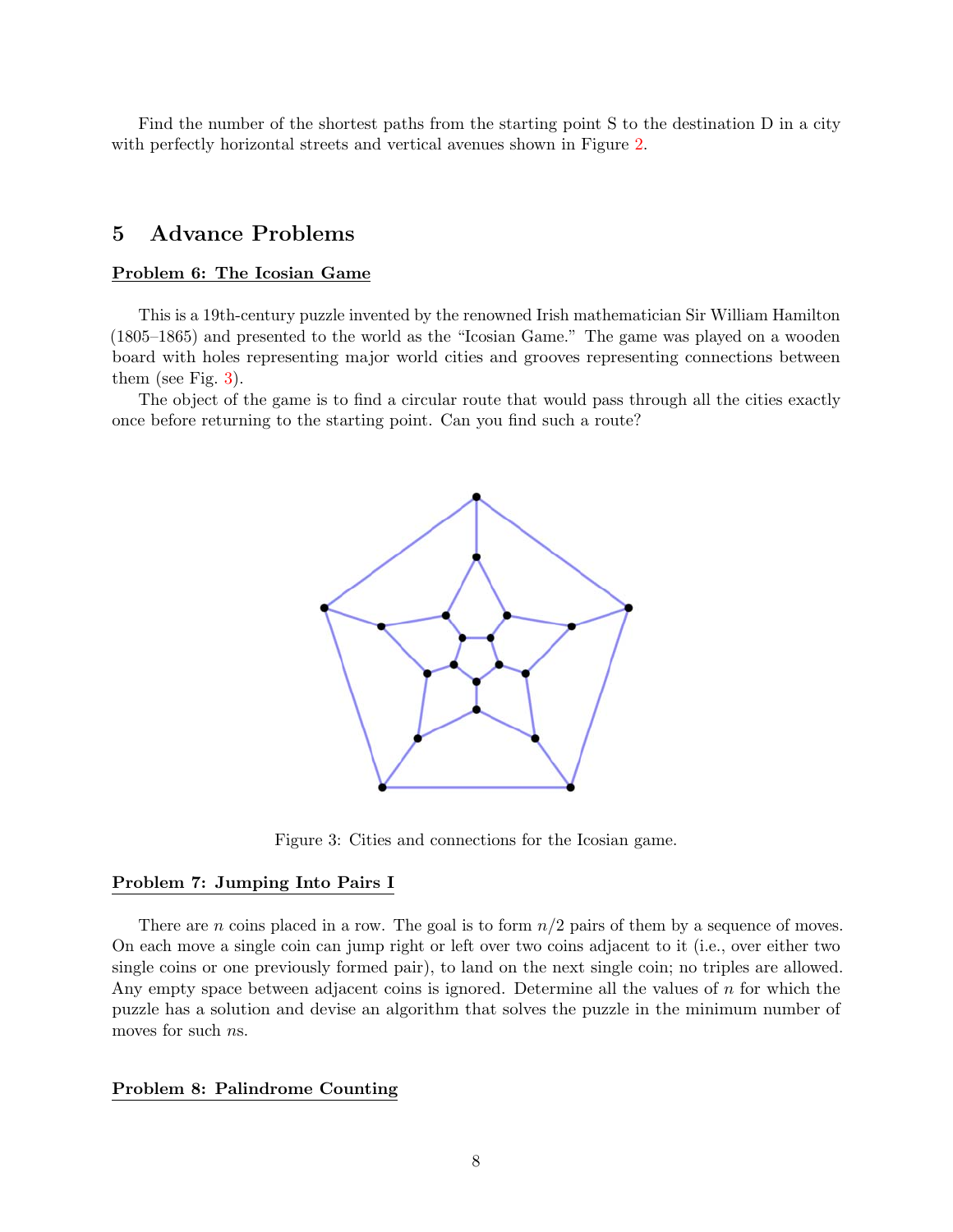Find the number of the shortest paths from the starting point S to the destination D in a city with perfectly horizontal streets and vertical avenues shown in Figure 2.

## 5 Advance Problems

**Problem 6: The Icosian Game**

This is a 19th-century puzzle invented by the renowned Irish mathematician Sir William Hamilton (1805–1865) and presented to the world as the "Icosian Game." The game was played on a wooden board with holes representing major world cities and grooves representing connections between them (see Fig. 3).

The object of the game is to find a circular route that would pass through all the cities exactly once before returning to the starting point. Can you find such a route?

Figure 3: Cities and connections for the Icosian game.

**Problem 7: Jumping Into Pairs I**

There are $n$ coins placed in a row. The goal is to form $n/2$ pairs of them by a sequence of moves. On each move a single coin can jump right or left over two coins adjacent to it (i.e., over either two single coins or one previously formed pair), to land on the next single coin; no triples are allowed. Any empty space between adjacent coins is ignored. Determine all the values of $n$ for which the puzzle has a solution and devise an algorithm that solves the puzzle in the minimum number of moves for such $n$s.

**Problem 8: Palindrome Counting**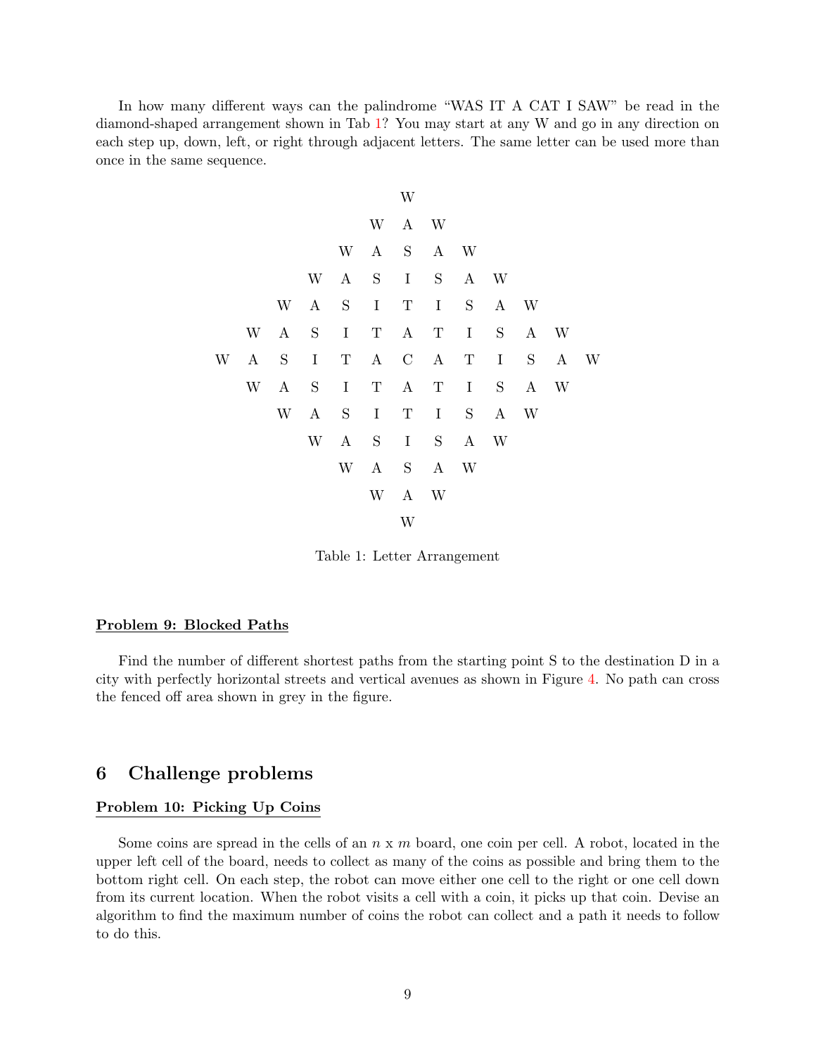In how many different ways can the palindrome "WAS IT A CAT I SAW" be read in the diamond-shaped arrangement shown in Tab 1? You may start at any W and go in any direction on each step up, down, left, or right through adjacent letters. The same letter can be used more than once in the same sequence.

| | | | | | | W | | | | | | |
|---|---|---|---|---|---|---|---|---|---|---|---|---|
| | | | | | W | A | W | | | | | |
| | | | | W | A | S | A | W | | | | |
| | | | W | A | S | I | S | A | W | | | |
| | | W | A | S | I | T | I | S | A | W | | |
| | W | A | S | I | T | A | T | I | S | A | W | |
| W | A | S | I | T | A | C | A | T | I | S | A | W |
| | W | A | S | I | T | A | T | I | S | A | W | |
| | | W | A | S | I | T | I | S | A | W | | |
| | | | W | A | S | I | S | A | W | | | |
| | | | | W | A | S | A | W | | | | |
| | | | | | W | A | W | | | | | |
| | | | | | | W | | | | | | |

Table 1: Letter Arrangement

**Problem 9: Blocked Paths**

Find the number of different shortest paths from the starting point S to the destination D in a city with perfectly horizontal streets and vertical avenues as shown in Figure 4. No path can cross the fenced off area shown in grey in the figure.

## 6 Challenge problems

**Problem 10: Picking Up Coins**

Some coins are spread in the cells of an $n$ x $m$ board, one coin per cell. A robot, located in the upper left cell of the board, needs to collect as many of the coins as possible and bring them to the bottom right cell. On each step, the robot can move either one cell to the right or one cell down from its current location. When the robot visits a cell with a coin, it picks up that coin. Devise an algorithm to find the maximum number of coins the robot can collect and a path it needs to follow to do this.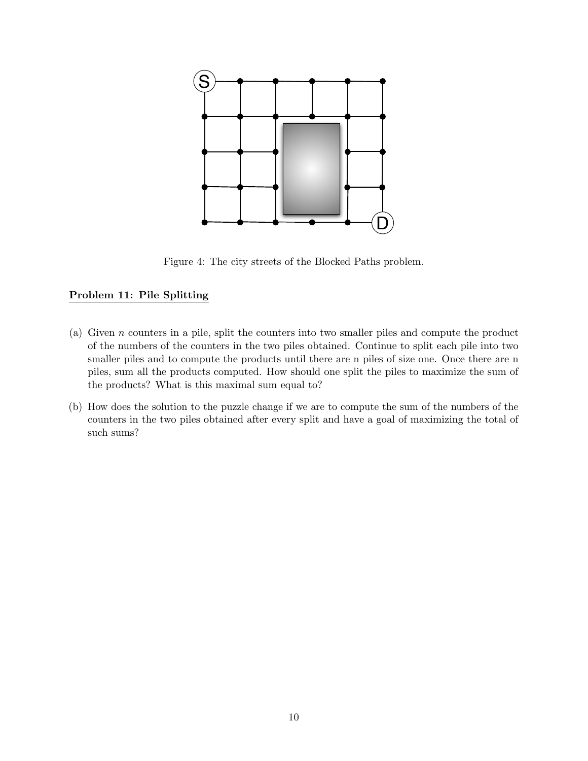Figure 4: The city streets of the Blocked Paths problem.

**Problem 11: Pile Splitting**

(a) Given $n$ counters in a pile, split the counters into two smaller piles and compute the product of the numbers of the counters in the two piles obtained. Continue to split each pile into two smaller piles and to compute the products until there are n piles of size one. Once there are n piles, sum all the products computed. How should one split the piles to maximize the sum of the products? What is this maximal sum equal to?

(b) How does the solution to the puzzle change if we are to compute the sum of the numbers of the counters in the two piles obtained after every split and have a goal of maximizing the total of such sums?